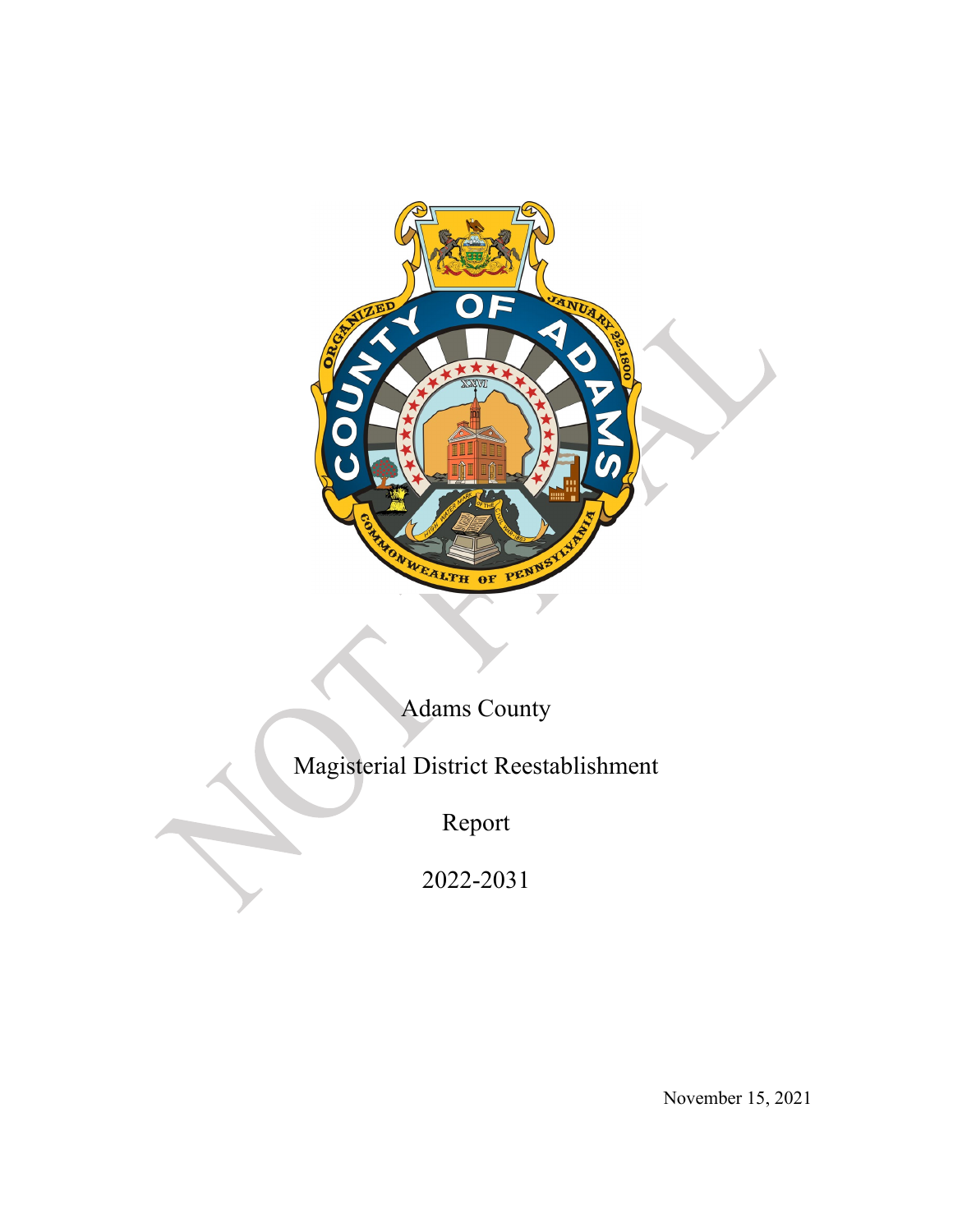# Adams County

## Magisterial District Reestablishment

## Report

## 2022-2031

November 15, 2021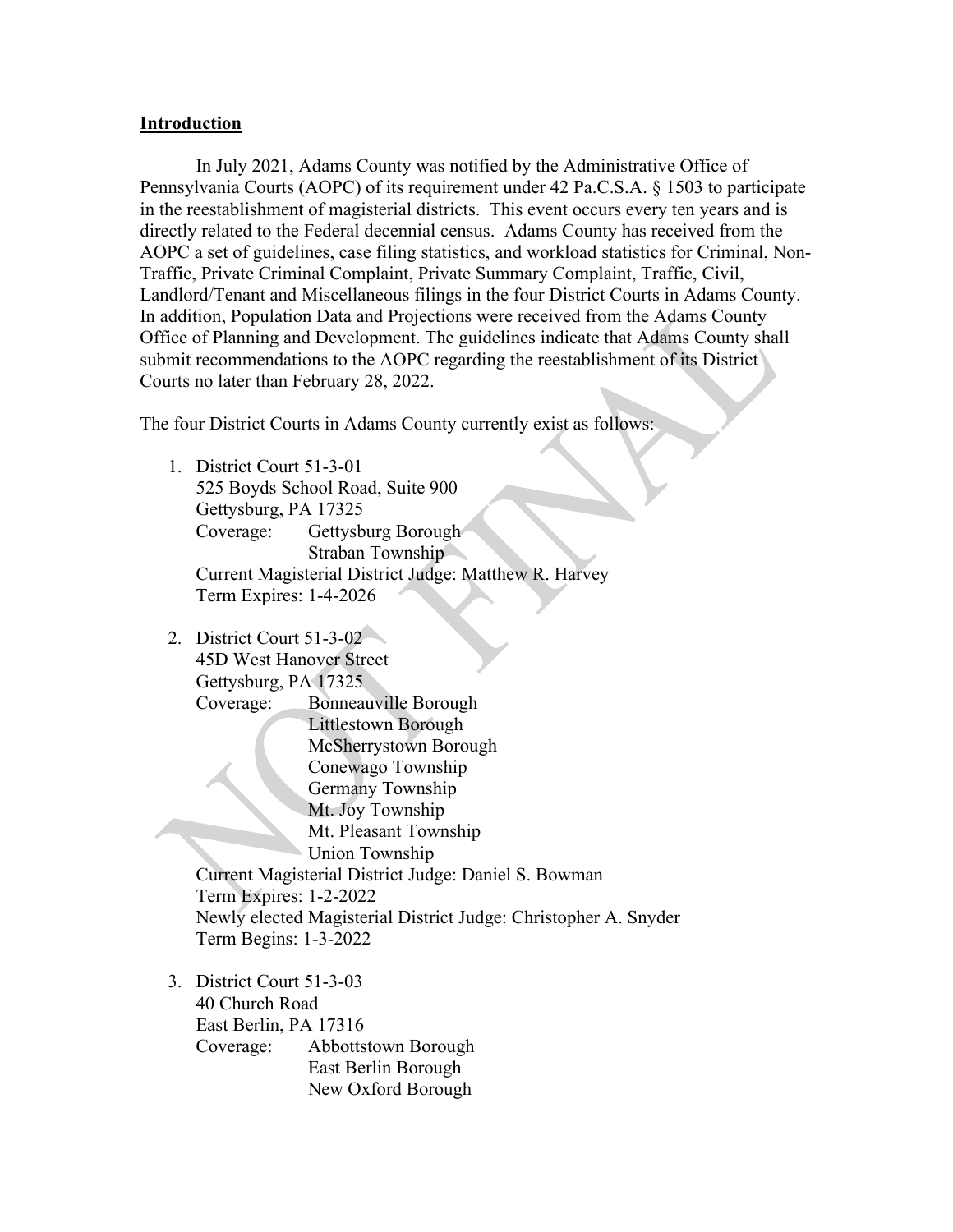## Introduction

In July 2021, Adams County was notified by the Administrative Office of Pennsylvania Courts (AOPC) of its requirement under 42 Pa.C.S.A. § 1503 to participate in the reestablishment of magisterial districts. This event occurs every ten years and is directly related to the Federal decennial census. Adams County has received from the AOPC a set of guidelines, case filing statistics, and workload statistics for Criminal, Non-Traffic, Private Criminal Complaint, Private Summary Complaint, Traffic, Civil, Landlord/Tenant and Miscellaneous filings in the four District Courts in Adams County. In addition, Population Data and Projections were received from the Adams County Office of Planning and Development. The guidelines indicate that Adams County shall submit recommendations to the AOPC regarding the reestablishment of its District Courts no later than February 28, 2022.

The four District Courts in Adams County currently exist as follows:

1. District Court 51-3-01
   525 Boyds School Road, Suite 900
   Gettysburg, PA 17325
   Coverage: Gettysburg Borough
   Straban Township
   Current Magisterial District Judge: Matthew R. Harvey
   Term Expires: 1-4-2026

2. District Court 51-3-02
   45D West Hanover Street
   Gettysburg, PA 17325
   Coverage: Bonneauville Borough
   Littlestown Borough
   McSherrystown Borough
   Conewago Township
   Germany Township
   Mt. Joy Township
   Mt. Pleasant Township
   Union Township
   Current Magisterial District Judge: Daniel S. Bowman
   Term Expires: 1-2-2022
   Newly elected Magisterial District Judge: Christopher A. Snyder
   Term Begins: 1-3-2022

3. District Court 51-3-03
   40 Church Road
   East Berlin, PA 17316
   Coverage: Abbottstown Borough
   East Berlin Borough
   New Oxford Borough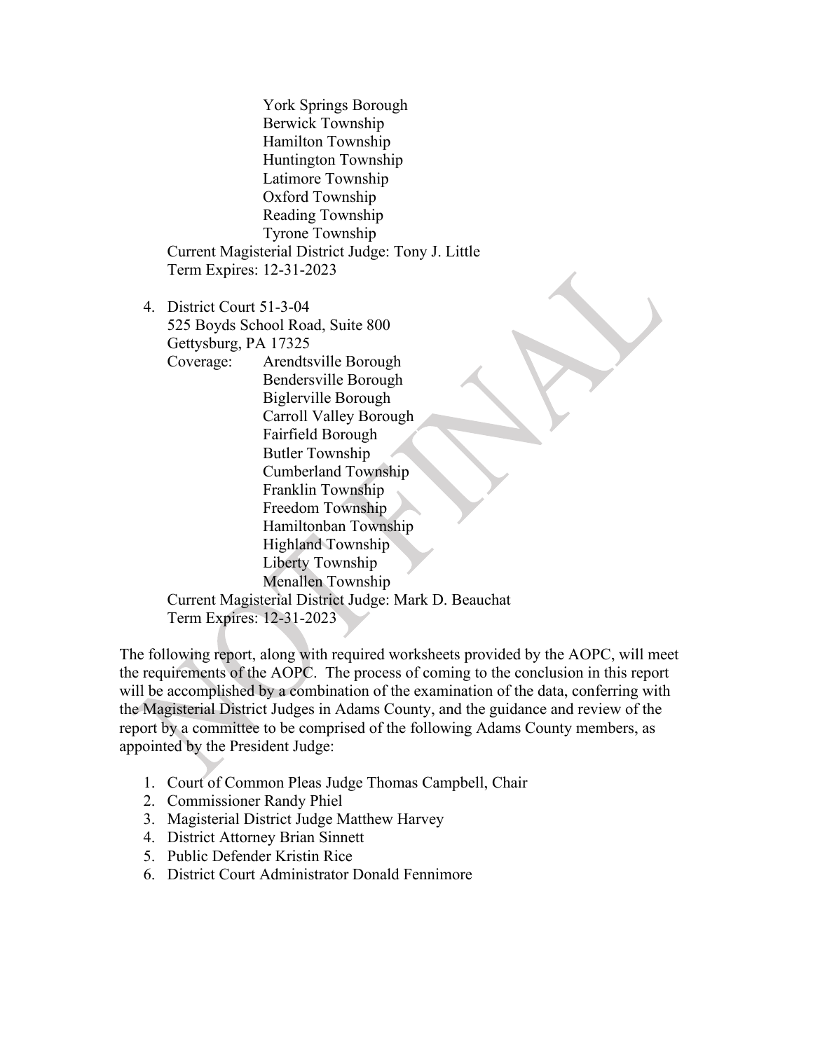York Springs Borough
Berwick Township
Hamilton Township
Huntington Township
Latimore Township
Oxford Township
Reading Township
Tyrone Township

Current Magisterial District Judge: Tony J. Little
Term Expires: 12-31-2023

4. District Court 51-3-04
   525 Boyds School Road, Suite 800
   Gettysburg, PA 17325
   Coverage: Arendtsville Borough
   Bendersville Borough
   Biglerville Borough
   Carroll Valley Borough
   Fairfield Borough
   Butler Township
   Cumberland Township
   Franklin Township
   Freedom Township
   Hamiltonban Township
   Highland Township
   Liberty Township
   Menallen Township
   
   Current Magisterial District Judge: Mark D. Beauchat
   Term Expires: 12-31-2023

The following report, along with required worksheets provided by the AOPC, will meet the requirements of the AOPC. The process of coming to the conclusion in this report will be accomplished by a combination of the examination of the data, conferring with the Magisterial District Judges in Adams County, and the guidance and review of the report by a committee to be comprised of the following Adams County members, as appointed by the President Judge:

1. Court of Common Pleas Judge Thomas Campbell, Chair
2. Commissioner Randy Phiel
3. Magisterial District Judge Matthew Harvey
4. District Attorney Brian Sinnett
5. Public Defender Kristin Rice
6. District Court Administrator Donald Fennimore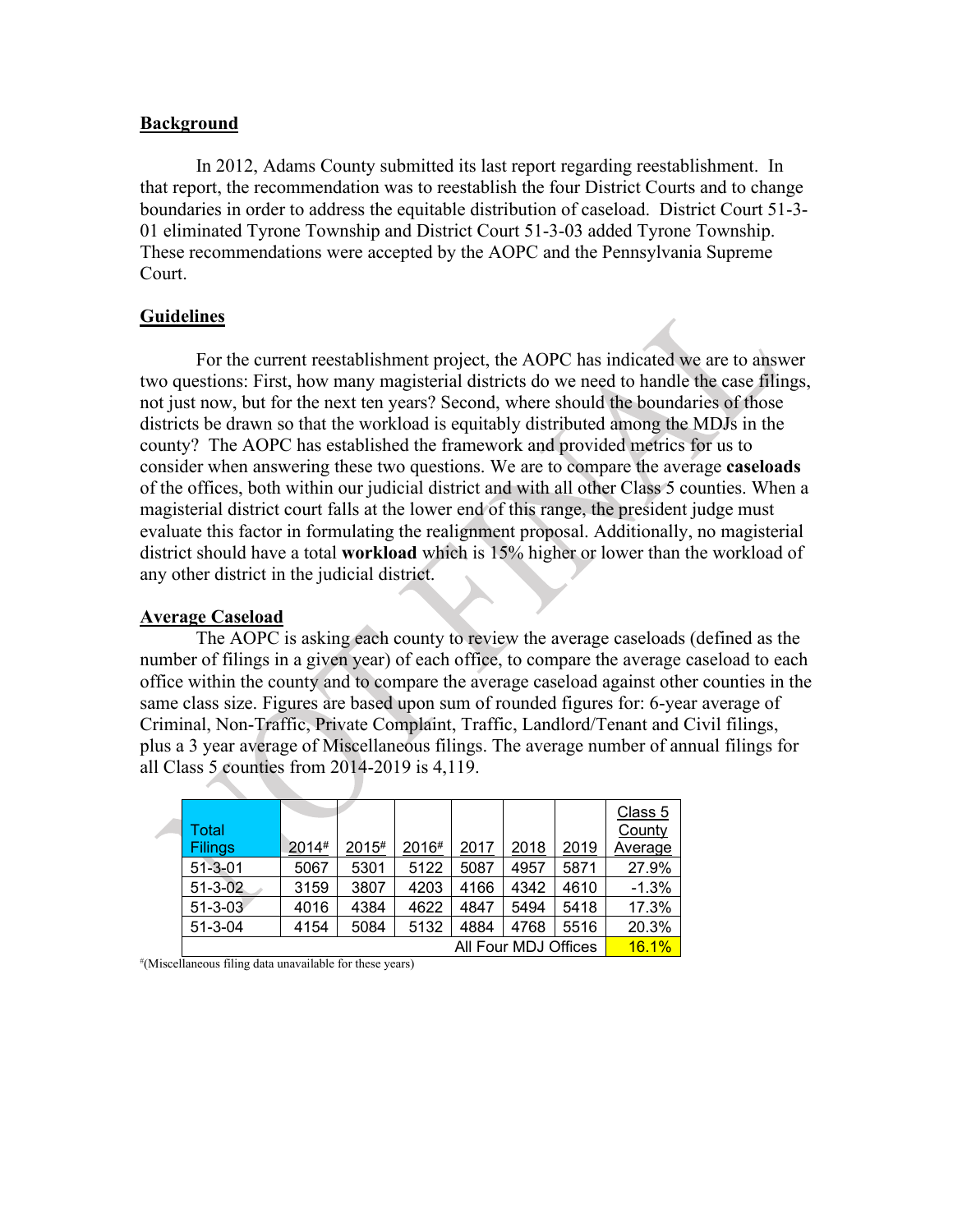## Background

In 2012, Adams County submitted its last report regarding reestablishment. In that report, the recommendation was to reestablish the four District Courts and to change boundaries in order to address the equitable distribution of caseload. District Court 51-3-01 eliminated Tyrone Township and District Court 51-3-03 added Tyrone Township. These recommendations were accepted by the AOPC and the Pennsylvania Supreme Court.

## Guidelines

For the current reestablishment project, the AOPC has indicated we are to answer two questions: First, how many magisterial districts do we need to handle the case filings, not just now, but for the next ten years? Second, where should the boundaries of those districts be drawn so that the workload is equitably distributed among the MDJs in the county? The AOPC has established the framework and provided metrics for us to consider when answering these two questions. We are to compare the average **caseloads** of the offices, both within our judicial district and with all other Class 5 counties. When a magisterial district court falls at the lower end of this range, the president judge must evaluate this factor in formulating the realignment proposal. Additionally, no magisterial district should have a total **workload** which is 15% higher or lower than the workload of any other district in the judicial district.

## Average Caseload

The AOPC is asking each county to review the average caseloads (defined as the number of filings in a given year) of each office, to compare the average caseload to each office within the county and to compare the average caseload against other counties in the same class size. Figures are based upon sum of rounded figures for: 6-year average of Criminal, Non-Traffic, Private Complaint, Traffic, Landlord/Tenant and Civil filings, plus a 3 year average of Miscellaneous filings. The average number of annual filings for all Class 5 counties from 2014-2019 is 4,119.

| Total Filings | 2014# | 2015# | 2016# | 2017 | 2018 | 2019 | Class 5 County Average |
|---|---|---|---|---|---|---|---|
| 51-3-01 | 5067 | 5301 | 5122 | 5087 | 4957 | 5871 | 27.9% |
| 51-3-02 | 3159 | 3807 | 4203 | 4166 | 4342 | 4610 | -1.3% |
| 51-3-03 | 4016 | 4384 | 4622 | 4847 | 5494 | 5418 | 17.3% |
| 51-3-04 | 4154 | 5084 | 5132 | 4884 | 4768 | 5516 | 20.3% |
| All Four MDJ Offices | | | | | | | 16.1% |

#(Miscellaneous filing data unavailable for these years)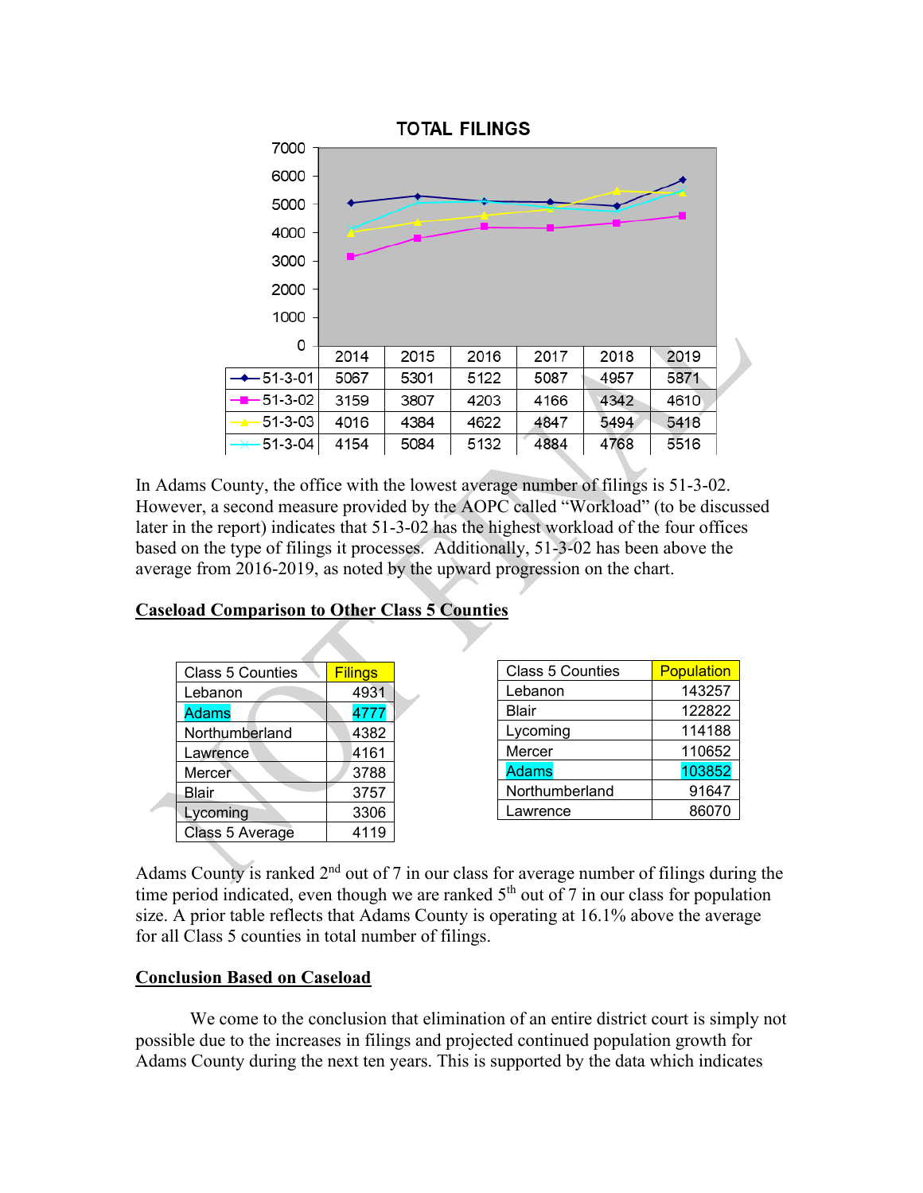**TOTAL FILINGS**

| | 2014 | 2015 | 2016 | 2017 | 2018 | 2019 |
|---|---|---|---|---|---|---|
| 51-3-01 | 5067 | 5301 | 5122 | 5087 | 4957 | 5871 |
| 51-3-02 | 3159 | 3807 | 4203 | 4166 | 4342 | 4610 |
| 51-3-03 | 4016 | 4384 | 4622 | 4847 | 5494 | 5418 |
| 51-3-04 | 4154 | 5084 | 5132 | 4884 | 4768 | 5516 |

In Adams County, the office with the lowest average number of filings is 51-3-02. However, a second measure provided by the AOPC called "Workload" (to be discussed later in the report) indicates that 51-3-02 has the highest workload of the four offices based on the type of filings it processes. Additionally, 51-3-02 has been above the average from 2016-2019, as noted by the upward progression on the chart.

## Caseload Comparison to Other Class 5 Counties

| Class 5 Counties | Filings |
|---|---|
| Lebanon | 4931 |
| Adams | 4777 |
| Northumberland | 4382 |
| Lawrence | 4161 |
| Mercer | 3788 |
| Blair | 3757 |
| Lycoming | 3306 |
| Class 5 Average | 4119 |

| Class 5 Counties | Population |
|---|---|
| Lebanon | 143257 |
| Blair | 122822 |
| Lycoming | 114188 |
| Mercer | 110652 |
| Adams | 103852 |
| Northumberland | 91647 |
| Lawrence | 86070 |

Adams County is ranked 2nd out of 7 in our class for average number of filings during the time period indicated, even though we are ranked 5th out of 7 in our class for population size. A prior table reflects that Adams County is operating at 16.1% above the average for all Class 5 counties in total number of filings.

## Conclusion Based on Caseload

We come to the conclusion that elimination of an entire district court is simply not possible due to the increases in filings and projected continued population growth for Adams County during the next ten years. This is supported by the data which indicates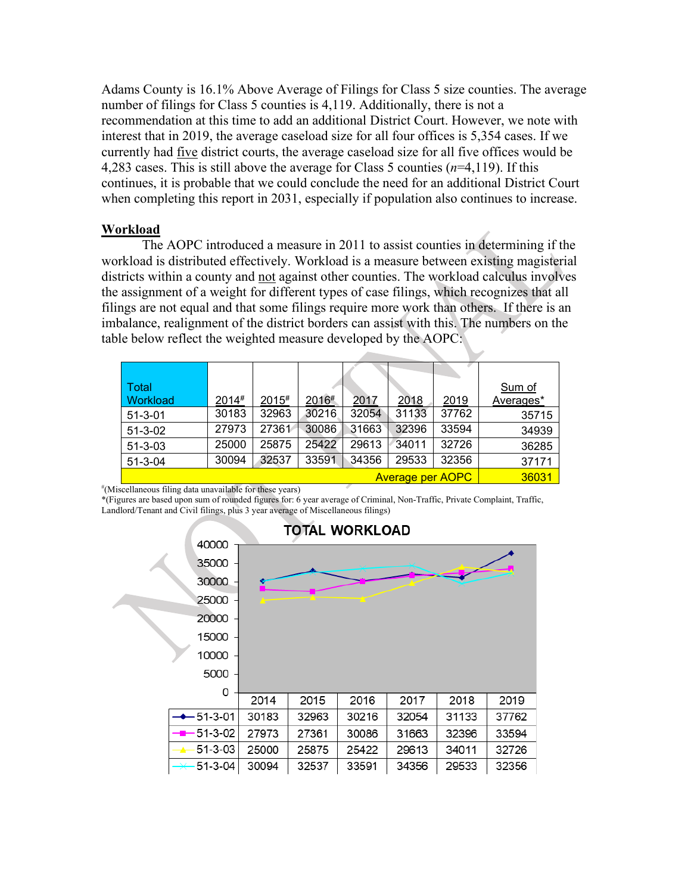Adams County is 16.1% Above Average of Filings for Class 5 size counties. The average number of filings for Class 5 counties is 4,119. Additionally, there is not a recommendation at this time to add an additional District Court. However, we note with interest that in 2019, the average caseload size for all four offices is 5,354 cases. If we currently had five district courts, the average caseload size for all five offices would be 4,283 cases. This is still above the average for Class 5 counties (*n*=4,119). If this continues, it is probable that we could conclude the need for an additional District Court when completing this report in 2031, especially if population also continues to increase.

**Workload**

The AOPC introduced a measure in 2011 to assist counties in determining if the workload is distributed effectively. Workload is a measure between existing magisterial districts within a county and not against other counties. The workload calculus involves the assignment of a weight for different types of case filings, which recognizes that all filings are not equal and that some filings require more work than others. If there is an imbalance, realignment of the district borders can assist with this. The numbers on the table below reflect the weighted measure developed by the AOPC:

| Total Workload | 2014# | 2015# | 2016# | 2017 | 2018 | 2019 | Sum of Averages* |
|---|---|---|---|---|---|---|---|
| 51-3-01 | 30183 | 32963 | 30216 | 32054 | 31133 | 37762 | 35715 |
| 51-3-02 | 27973 | 27361 | 30086 | 31663 | 32396 | 33594 | 34939 |
| 51-3-03 | 25000 | 25875 | 25422 | 29613 | 34011 | 32726 | 36285 |
| 51-3-04 | 30094 | 32537 | 33591 | 34356 | 29533 | 32356 | 37171 |
| | | | | | | Average per AOPC | 36031 |

#(Miscellaneous filing data unavailable for these years)
*(Figures are based upon sum of rounded figures for: 6 year average of Criminal, Non-Traffic, Private Complaint, Traffic, Landlord/Tenant and Civil filings, plus 3 year average of Miscellaneous filings)

**TOTAL WORKLOAD**

| | 2014 | 2015 | 2016 | 2017 | 2018 | 2019 |
|---|---|---|---|---|---|---|
| 51-3-01 | 30183 | 32963 | 30216 | 32054 | 31133 | 37762 |
| 51-3-02 | 27973 | 27361 | 30086 | 31663 | 32396 | 33594 |
| 51-3-03 | 25000 | 25875 | 25422 | 29613 | 34011 | 32726 |
| 51-3-04 | 30094 | 32537 | 33591 | 34356 | 29533 | 32356 |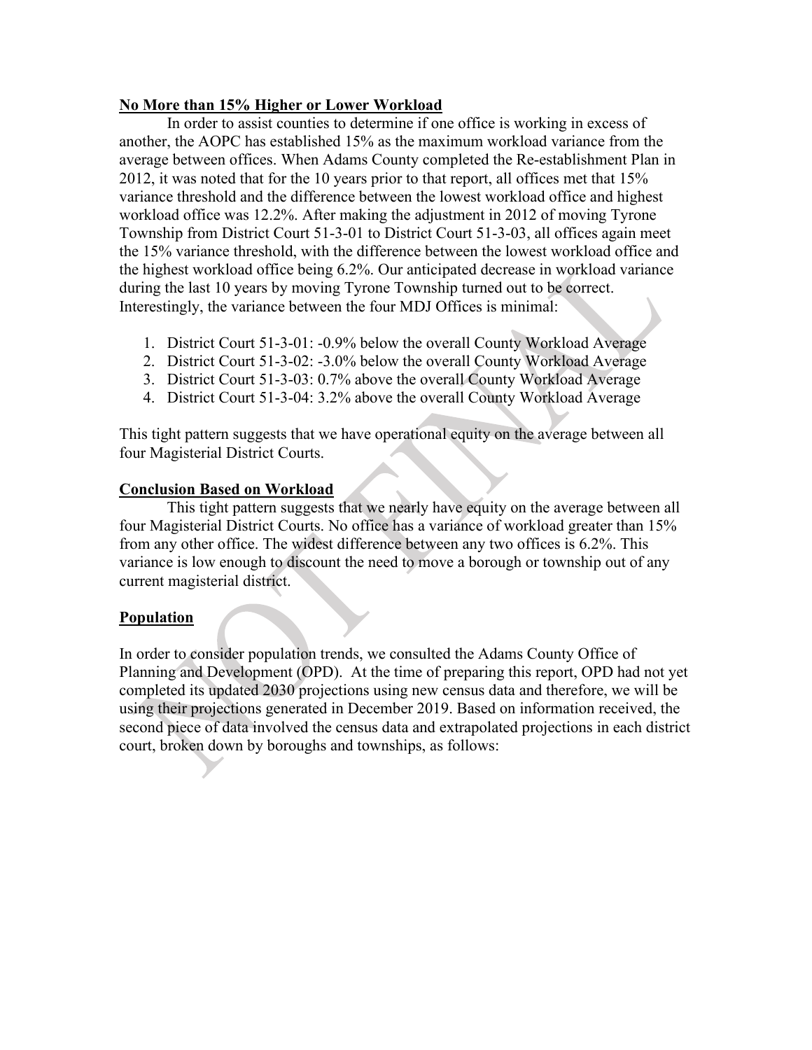**No More than 15% Higher or Lower Workload**

In order to assist counties to determine if one office is working in excess of another, the AOPC has established 15% as the maximum workload variance from the average between offices. When Adams County completed the Re-establishment Plan in 2012, it was noted that for the 10 years prior to that report, all offices met that 15% variance threshold and the difference between the lowest workload office and highest workload office was 12.2%. After making the adjustment in 2012 of moving Tyrone Township from District Court 51-3-01 to District Court 51-3-03, all offices again meet the 15% variance threshold, with the difference between the lowest workload office and the highest workload office being 6.2%. Our anticipated decrease in workload variance during the last 10 years by moving Tyrone Township turned out to be correct. Interestingly, the variance between the four MDJ Offices is minimal:

1. District Court 51-3-01: -0.9% below the overall County Workload Average
2. District Court 51-3-02: -3.0% below the overall County Workload Average
3. District Court 51-3-03: 0.7% above the overall County Workload Average
4. District Court 51-3-04: 3.2% above the overall County Workload Average

This tight pattern suggests that we have operational equity on the average between all four Magisterial District Courts.

**Conclusion Based on Workload**

This tight pattern suggests that we nearly have equity on the average between all four Magisterial District Courts. No office has a variance of workload greater than 15% from any other office. The widest difference between any two offices is 6.2%. This variance is low enough to discount the need to move a borough or township out of any current magisterial district.

**Population**

In order to consider population trends, we consulted the Adams County Office of Planning and Development (OPD). At the time of preparing this report, OPD had not yet completed its updated 2030 projections using new census data and therefore, we will be using their projections generated in December 2019. Based on information received, the second piece of data involved the census data and extrapolated projections in each district court, broken down by boroughs and townships, as follows: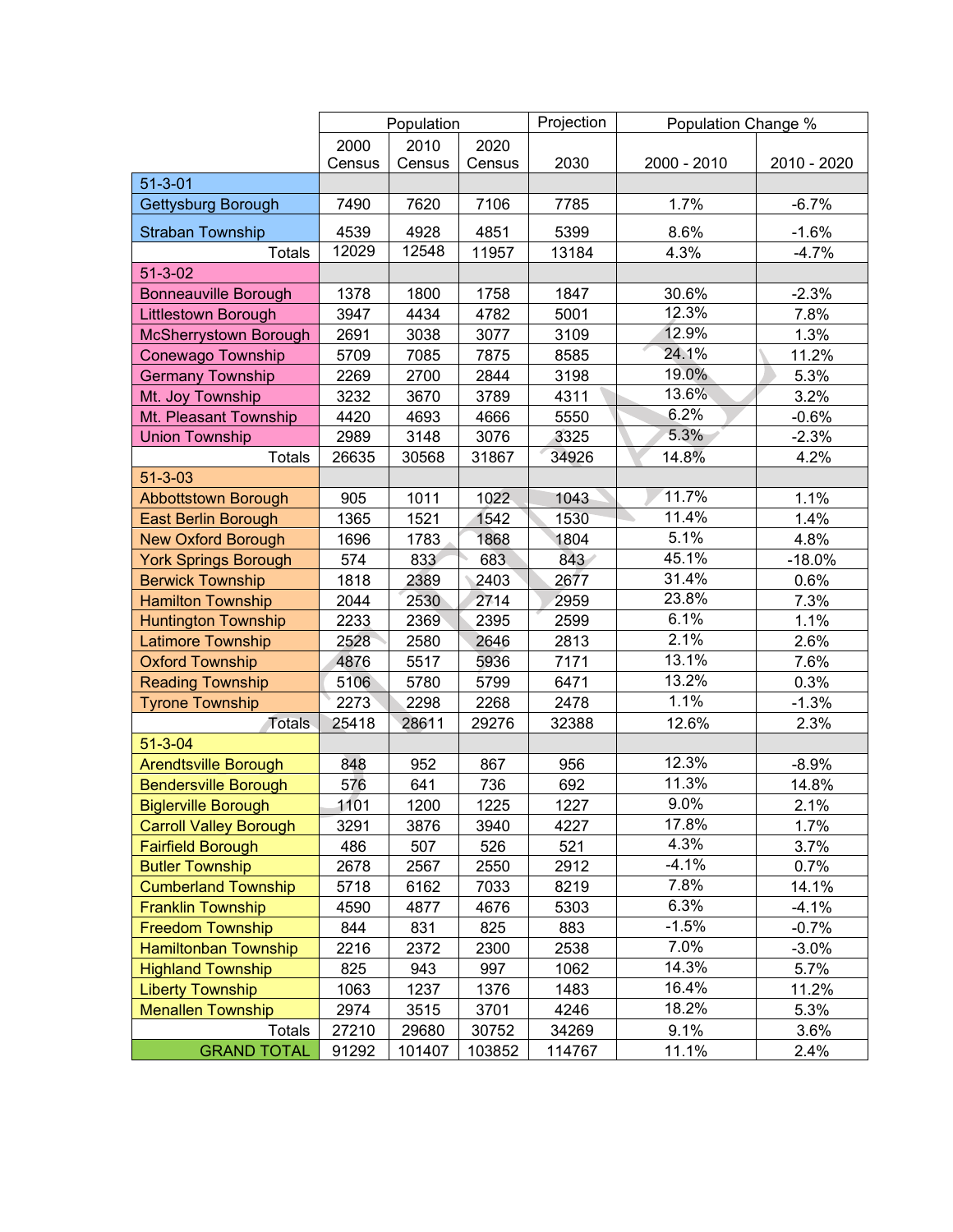| | Population | | | Projection | Population Change % | |
|---|---|---|---|---|---|---|
| | 2000 Census | 2010 Census | 2020 Census | 2030 | 2000 - 2010 | 2010 - 2020 |
| 51-3-01 | | | | | | |
| Gettysburg Borough | 7490 | 7620 | 7106 | 7785 | 1.7% | -6.7% |
| Straban Township | 4539 | 4928 | 4851 | 5399 | 8.6% | -1.6% |
| Totals | 12029 | 12548 | 11957 | 13184 | 4.3% | -4.7% |
| 51-3-02 | | | | | | |
| Bonneauville Borough | 1378 | 1800 | 1758 | 1847 | 30.6% | -2.3% |
| Littlestown Borough | 3947 | 4434 | 4782 | 5001 | 12.3% | 7.8% |
| McSherrystown Borough | 2691 | 3038 | 3077 | 3109 | 12.9% | 1.3% |
| Conewago Township | 5709 | 7085 | 7875 | 8585 | 24.1% | 11.2% |
| Germany Township | 2269 | 2700 | 2844 | 3198 | 19.0% | 5.3% |
| Mt. Joy Township | 3232 | 3670 | 3789 | 4311 | 13.6% | 3.2% |
| Mt. Pleasant Township | 4420 | 4693 | 4666 | 5550 | 6.2% | -0.6% |
| Union Township | 2989 | 3148 | 3076 | 3325 | 5.3% | -2.3% |
| Totals | 26635 | 30568 | 31867 | 34926 | 14.8% | 4.2% |
| 51-3-03 | | | | | | |
| Abbottstown Borough | 905 | 1011 | 1022 | 1043 | 11.7% | 1.1% |
| East Berlin Borough | 1365 | 1521 | 1542 | 1530 | 11.4% | 1.4% |
| New Oxford Borough | 1696 | 1783 | 1868 | 1804 | 5.1% | 4.8% |
| York Springs Borough | 574 | 833 | 683 | 843 | 45.1% | -18.0% |
| Berwick Township | 1818 | 2389 | 2403 | 2677 | 31.4% | 0.6% |
| Hamilton Township | 2044 | 2530 | 2714 | 2959 | 23.8% | 7.3% |
| Huntington Township | 2233 | 2369 | 2395 | 2599 | 6.1% | 1.1% |
| Latimore Township | 2528 | 2580 | 2646 | 2813 | 2.1% | 2.6% |
| Oxford Township | 4876 | 5517 | 5936 | 7171 | 13.1% | 7.6% |
| Reading Township | 5106 | 5780 | 5799 | 6471 | 13.2% | 0.3% |
| Tyrone Township | 2273 | 2298 | 2268 | 2478 | 1.1% | -1.3% |
| Totals | 25418 | 28611 | 29276 | 32388 | 12.6% | 2.3% |
| 51-3-04 | | | | | | |
| Arendtsville Borough | 848 | 952 | 867 | 956 | 12.3% | -8.9% |
| Bendersville Borough | 576 | 641 | 736 | 692 | 11.3% | 14.8% |
| Biglerville Borough | 1101 | 1200 | 1225 | 1227 | 9.0% | 2.1% |
| Carroll Valley Borough | 3291 | 3876 | 3940 | 4227 | 17.8% | 1.7% |
| Fairfield Borough | 486 | 507 | 526 | 521 | 4.3% | 3.7% |
| Butler Township | 2678 | 2567 | 2550 | 2912 | -4.1% | 0.7% |
| Cumberland Township | 5718 | 6162 | 7033 | 8219 | 7.8% | 14.1% |
| Franklin Township | 4590 | 4877 | 4676 | 5303 | 6.3% | -4.1% |
| Freedom Township | 844 | 831 | 825 | 883 | -1.5% | -0.7% |
| Hamiltonban Township | 2216 | 2372 | 2300 | 2538 | 7.0% | -3.0% |
| Highland Township | 825 | 943 | 997 | 1062 | 14.3% | 5.7% |
| Liberty Township | 1063 | 1237 | 1376 | 1483 | 16.4% | 11.2% |
| Menallen Township | 2974 | 3515 | 3701 | 4246 | 18.2% | 5.3% |
| Totals | 27210 | 29680 | 30752 | 34269 | 9.1% | 3.6% |
| GRAND TOTAL | 91292 | 101407 | 103852 | 114767 | 11.1% | 2.4% |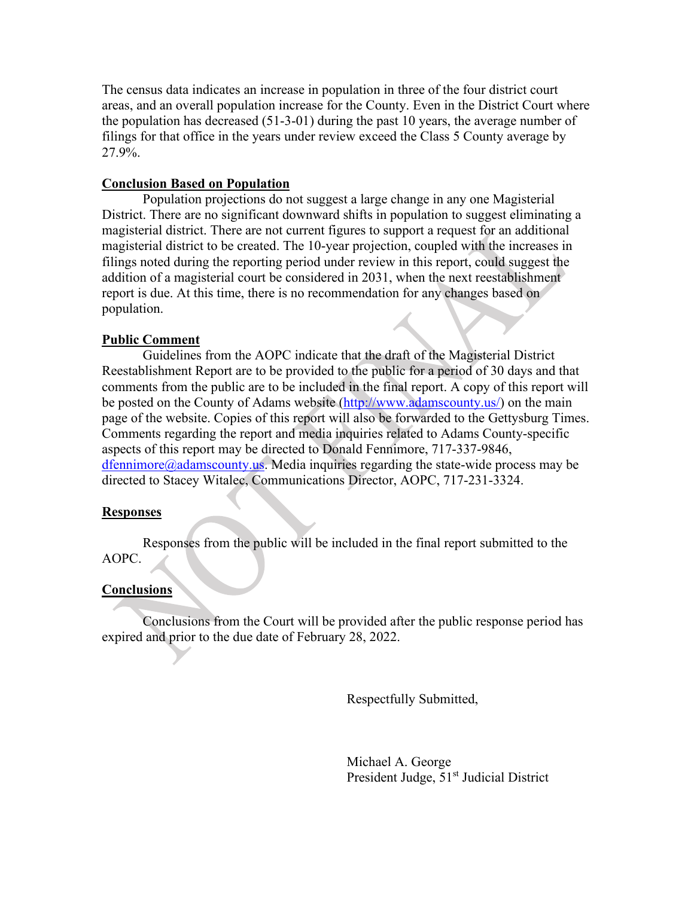The census data indicates an increase in population in three of the four district court areas, and an overall population increase for the County. Even in the District Court where the population has decreased (51-3-01) during the past 10 years, the average number of filings for that office in the years under review exceed the Class 5 County average by 27.9%.

**Conclusion Based on Population**

Population projections do not suggest a large change in any one Magisterial District. There are no significant downward shifts in population to suggest eliminating a magisterial district. There are not current figures to support a request for an additional magisterial district to be created. The 10-year projection, coupled with the increases in filings noted during the reporting period under review in this report, could suggest the addition of a magisterial court be considered in 2031, when the next reestablishment report is due. At this time, there is no recommendation for any changes based on population.

**Public Comment**

Guidelines from the AOPC indicate that the draft of the Magisterial District Reestablishment Report are to be provided to the public for a period of 30 days and that comments from the public are to be included in the final report. A copy of this report will be posted on the County of Adams website (http://www.adamscounty.us/) on the main page of the website. Copies of this report will also be forwarded to the Gettysburg Times. Comments regarding the report and media inquiries related to Adams County-specific aspects of this report may be directed to Donald Fennimore, 717-337-9846, dfennimore@adamscounty.us. Media inquiries regarding the state-wide process may be directed to Stacey Witalec, Communications Director, AOPC, 717-231-3324.

**Responses**

Responses from the public will be included in the final report submitted to the AOPC.

**Conclusions**

Conclusions from the Court will be provided after the public response period has expired and prior to the due date of February 28, 2022.

Respectfully Submitted,

Michael A. George
President Judge, 51st Judicial District